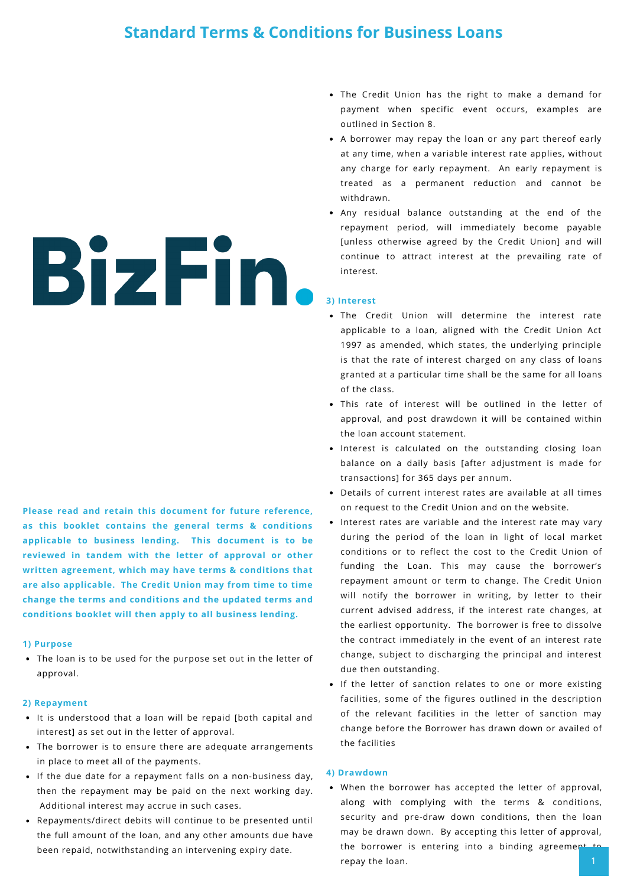# Standard Terms & Conditions for Business Loans

BizFin.

**Please read and retain this document for future reference, as this booklet contains the general terms & conditions applicable to business lending. This document is to be reviewed in tandem with the letter of approval or other written agreement, which may have terms & conditions that are also applicable. The Credit Union may from time to time change the terms and conditions and the updated terms and conditions booklet will then apply to all business lending.**

### 1) Purpose

- The loan is to be used for the purpose set out in the letter of approval.

### 2) Repayment

- It is understood that a loan will be repaid [both capital and interest] as set out in the letter of approval.
- The borrower is to ensure there are adequate arrangements in place to meet all of the payments.
- If the due date for a repayment falls on a non-business day, then the repayment may be paid on the next working day. Additional interest may accrue in such cases.
- Repayments/direct debits will continue to be presented until the full amount of the loan, and any other amounts due have been repaid, notwithstanding an intervening expiry date.
- The Credit Union has the right to make a demand for payment when specific event occurs, examples are outlined in Section 8.
- A borrower may repay the loan or any part thereof early at any time, when a variable interest rate applies, without any charge for early repayment. An early repayment is treated as a permanent reduction and cannot be withdrawn.
- Any residual balance outstanding at the end of the repayment period, will immediately become payable [unless otherwise agreed by the Credit Union] and will continue to attract interest at the prevailing rate of interest.

### 3) Interest

- The Credit Union will determine the interest rate applicable to a loan, aligned with the Credit Union Act 1997 as amended, which states, the underlying principle is that the rate of interest charged on any class of loans granted at a particular time shall be the same for all loans of the class.
- This rate of interest will be outlined in the letter of approval, and post drawdown it will be contained within the loan account statement.
- Interest is calculated on the outstanding closing loan balance on a daily basis [after adjustment is made for transactions] for 365 days per annum.
- Details of current interest rates are available at all times on request to the Credit Union and on the website.
- Interest rates are variable and the interest rate may vary during the period of the loan in light of local market conditions or to reflect the cost to the Credit Union of funding the Loan. This may cause the borrower's repayment amount or term to change. The Credit Union will notify the borrower in writing, by letter to their current advised address, if the interest rate changes, at the earliest opportunity. The borrower is free to dissolve the contract immediately in the event of an interest rate change, subject to discharging the principal and interest due then outstanding.
- If the letter of sanction relates to one or more existing facilities, some of the figures outlined in the description of the relevant facilities in the letter of sanction may change before the Borrower has drawn down or availed of the facilities

### 4) Drawdown

- When the borrower has accepted the letter of approval, along with complying with the terms & conditions, security and pre-draw down conditions, then the loan may be drawn down. By accepting this letter of approval, the borrower is entering into a binding agreement to repay the loan.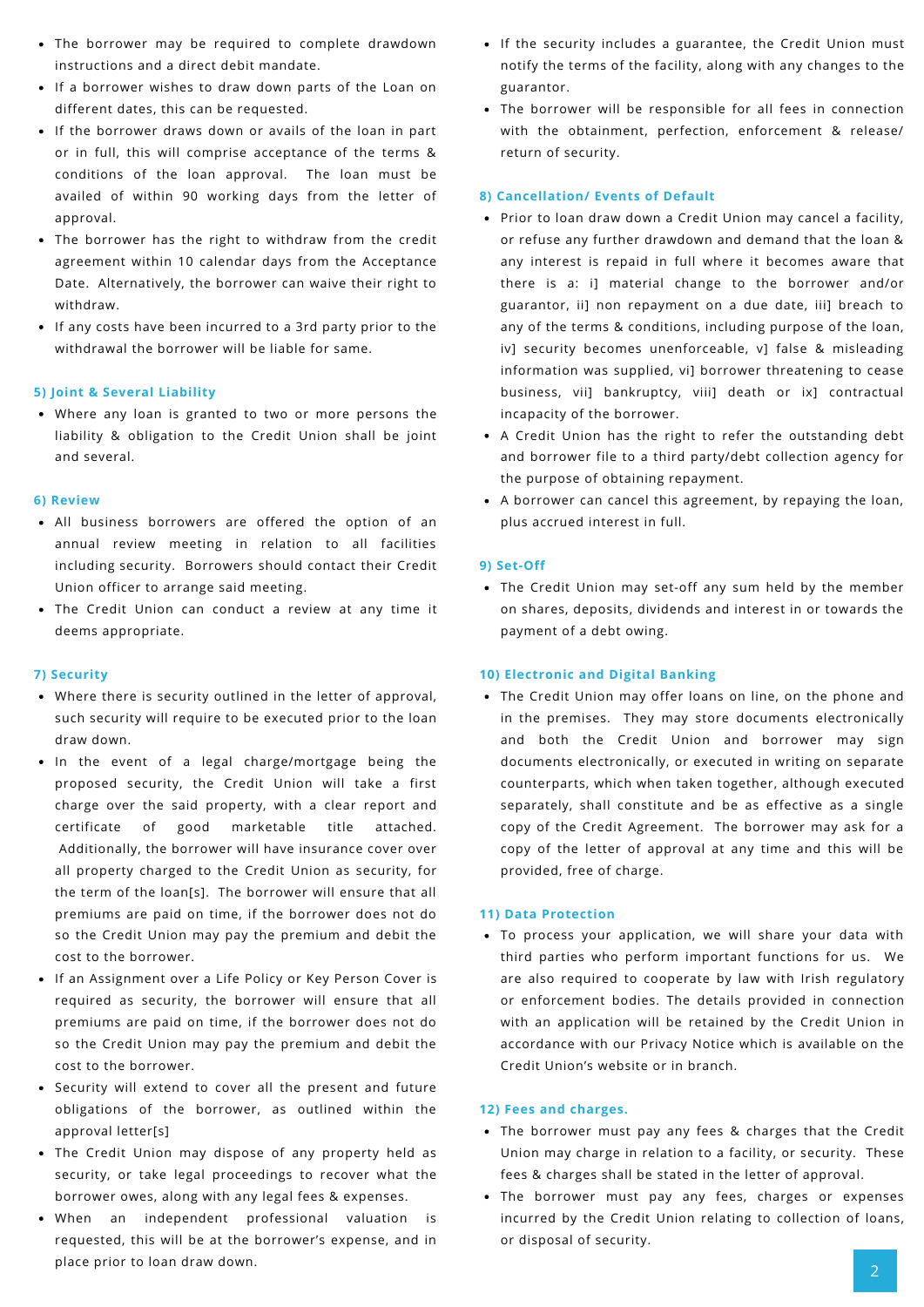- The borrower may be required to complete drawdown instructions and a direct debit mandate.
- If a borrower wishes to draw down parts of the Loan on different dates, this can be requested.
- If the borrower draws down or avails of the loan in part or in full, this will comprise acceptance of the terms & conditions of the loan approval. The loan must be availed of within 90 working days from the letter of approval.
- The borrower has the right to withdraw from the credit agreement within 10 calendar days from the Acceptance Date. Alternatively, the borrower can waive their right to withdraw.
- If any costs have been incurred to a 3rd party prior to the withdrawal the borrower will be liable for same.

### 5) Joint & Several Liability

- Where any loan is granted to two or more persons the liability & obligation to the Credit Union shall be joint and several.

### 6) Review

- All business borrowers are offered the option of an annual review meeting in relation to all facilities including security. Borrowers should contact their Credit Union officer to arrange said meeting.
- The Credit Union can conduct a review at any time it deems appropriate.

### 7) Security

- Where there is security outlined in the letter of approval, such security will require to be executed prior to the loan draw down.
- In the event of a legal charge/mortgage being the proposed security, the Credit Union will take a first charge over the said property, with a clear report and certificate of good marketable title attached. Additionally, the borrower will have insurance cover over all property charged to the Credit Union as security, for the term of the loan[s]. The borrower will ensure that all premiums are paid on time, if the borrower does not do so the Credit Union may pay the premium and debit the cost to the borrower.
- If an Assignment over a Life Policy or Key Person Cover is required as security, the borrower will ensure that all premiums are paid on time, if the borrower does not do so the Credit Union may pay the premium and debit the cost to the borrower.
- Security will extend to cover all the present and future obligations of the borrower, as outlined within the approval letter[s]
- The Credit Union may dispose of any property held as security, or take legal proceedings to recover what the borrower owes, along with any legal fees & expenses.
- When an independent professional valuation is requested, this will be at the borrower's expense, and in place prior to loan draw down.
- If the security includes a guarantee, the Credit Union must notify the terms of the facility, along with any changes to the guarantor.
- The borrower will be responsible for all fees in connection with the obtainment, perfection, enforcement & release/ return of security.

### 8) Cancellation/ Events of Default

- Prior to loan draw down a Credit Union may cancel a facility, or refuse any further drawdown and demand that the loan & any interest is repaid in full where it becomes aware that there is a: i] material change to the borrower and/or guarantor, ii] non repayment on a due date, iii] breach to any of the terms & conditions, including purpose of the loan, iv] security becomes unenforceable, v] false & misleading information was supplied, vi] borrower threatening to cease business, vii] bankruptcy, viii] death or ix] contractual incapacity of the borrower.
- A Credit Union has the right to refer the outstanding debt and borrower file to a third party/debt collection agency for the purpose of obtaining repayment.
- A borrower can cancel this agreement, by repaying the loan, plus accrued interest in full.

### 9) Set-Off

- The Credit Union may set-off any sum held by the member on shares, deposits, dividends and interest in or towards the payment of a debt owing.

### 10) Electronic and Digital Banking

- The Credit Union may offer loans on line, on the phone and in the premises. They may store documents electronically and both the Credit Union and borrower may sign documents electronically, or executed in writing on separate counterparts, which when taken together, although executed separately, shall constitute and be as effective as a single copy of the Credit Agreement. The borrower may ask for a copy of the letter of approval at any time and this will be provided, free of charge.

### 11) Data Protection

- To process your application, we will share your data with third parties who perform important functions for us. We are also required to cooperate by law with Irish regulatory or enforcement bodies. The details provided in connection with an application will be retained by the Credit Union in accordance with our Privacy Notice which is available on the Credit Union's website or in branch.

### 12) Fees and charges.

- The borrower must pay any fees & charges that the Credit Union may charge in relation to a facility, or security. These fees & charges shall be stated in the letter of approval.
- The borrower must pay any fees, charges or expenses incurred by the Credit Union relating to collection of loans, or disposal of security.